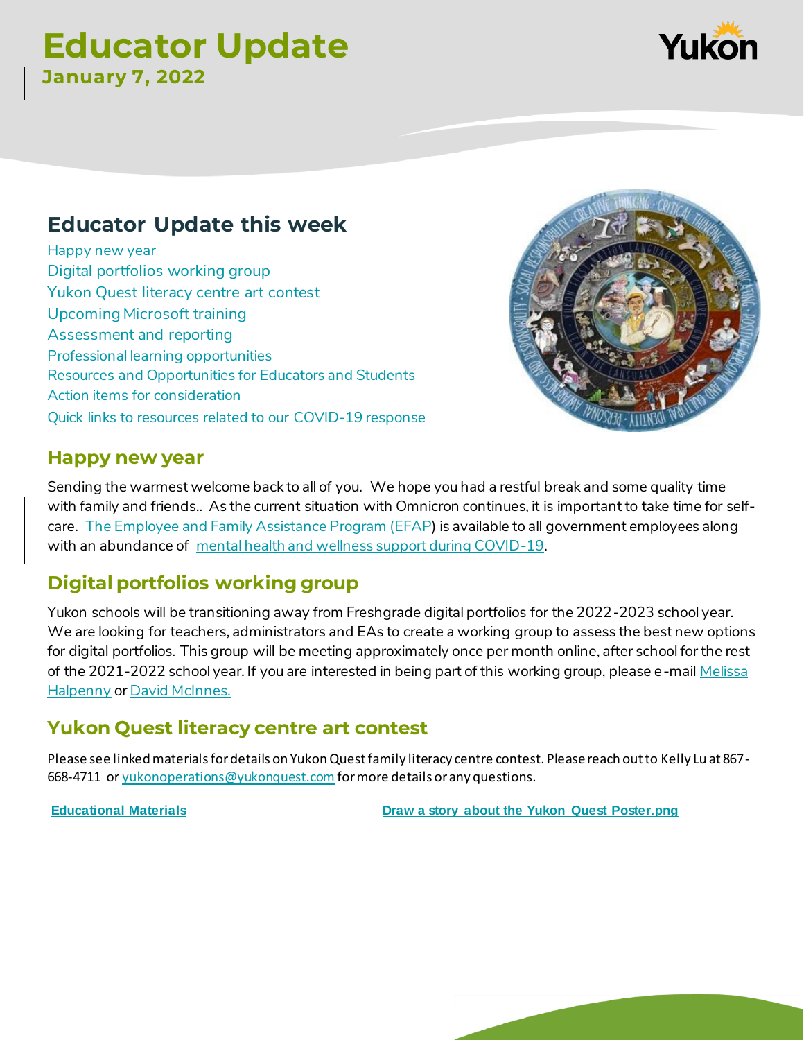# Educator Update

**January 7, 2022**

## Educator Update this week

- Happy new year
- Digital portfolios working group
- Yukon Quest literacy centre art contest
- Upcoming Microsoft training
- Assessment and reporting
- Professional learning opportunities
- Resources and Opportunities for Educators and Students
- Action items for consideration
- Quick links to resources related to our COVID-19 response

## Happy new year

Sending the warmest welcome back to all of you. We hope you had a restful break and some quality time with family and friends.. As the current situation with Omnicron continues, it is important to take time for self-care. The Employee and Family Assistance Program (EFAP) is available to all government employees along with an abundance of mental health and wellness support during COVID-19.

## Digital portfolios working group

Yukon schools will be transitioning away from Freshgrade digital portfolios for the 2022-2023 school year. We are looking for teachers, administrators and EAs to create a working group to assess the best new options for digital portfolios. This group will be meeting approximately once per month online, after school for the rest of the 2021-2022 school year. If you are interested in being part of this working group, please e-mail Melissa Halpenny or David McInnes.

## Yukon Quest literacy centre art contest

Please see linked materials for details on Yukon Quest family literacy centre contest. Please reach out to Kelly Lu at 867-668-4711 or yukonoperations@yukonquest.com for more details or any questions.

**Educational Materials**

**Draw a story about the Yukon Quest Poster.png**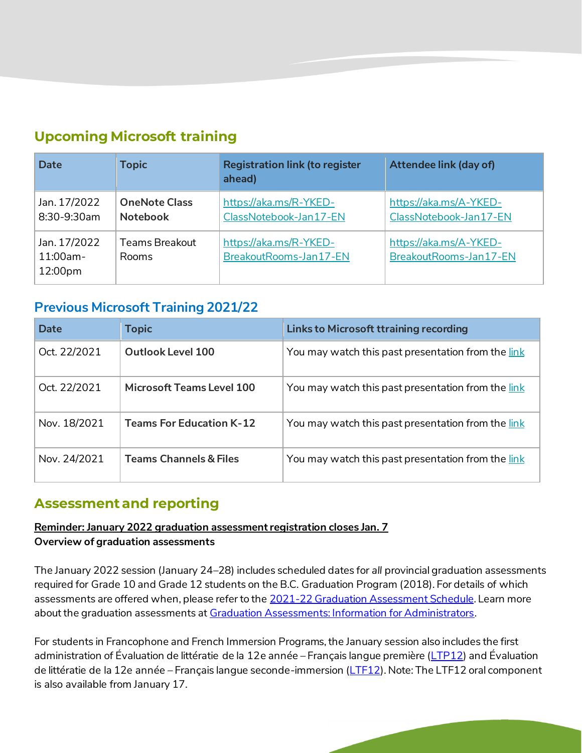## Upcoming Microsoft training

| Date | Topic | Registration link (to register ahead) | Attendee link (day of) |
| --- | --- | --- | --- |
| Jan. 17/2022 8:30-9:30am | **OneNote Class Notebook** | https://aka.ms/R-YKED-ClassNotebook-Jan17-EN | https://aka.ms/A-YKED-ClassNotebook-Jan17-EN |
| Jan. 17/2022 11:00am-12:00pm | Teams Breakout Rooms | https://aka.ms/R-YKED-BreakoutRooms-Jan17-EN | https://aka.ms/A-YKED-BreakoutRooms-Jan17-EN |

## Previous Microsoft Training 2021/22

| Date | Topic | Links to Microsoft ttraining recording |
| --- | --- | --- |
| Oct. 22/2021 | **Outlook Level 100** | You may watch this past presentation from the link |
| Oct. 22/2021 | **Microsoft Teams Level 100** | You may watch this past presentation from the link |
| Nov. 18/2021 | **Teams For Education K-12** | You may watch this past presentation from the link |
| Nov. 24/2021 | **Teams Channels & Files** | You may watch this past presentation from the link |

## Assessment and reporting

**Reminder: January 2022 graduation assessment registration closes Jan. 7**
**Overview of graduation assessments**

The January 2022 session (January 24–28) includes scheduled dates for *all* provincial graduation assessments required for Grade 10 and Grade 12 students on the B.C. Graduation Program (2018). For details of which assessments are offered when, please refer to the 2021-22 Graduation Assessment Schedule. Learn more about the graduation assessments at Graduation Assessments: Information for Administrators.

For students in Francophone and French Immersion Programs, the January session also includes the first administration of Évaluation de littératie de la 12e année – Français langue première (LTP12) and Évaluation de littératie de la 12e année – Français langue seconde-immersion (LTF12). Note: The LTF12 oral component is also available from January 17.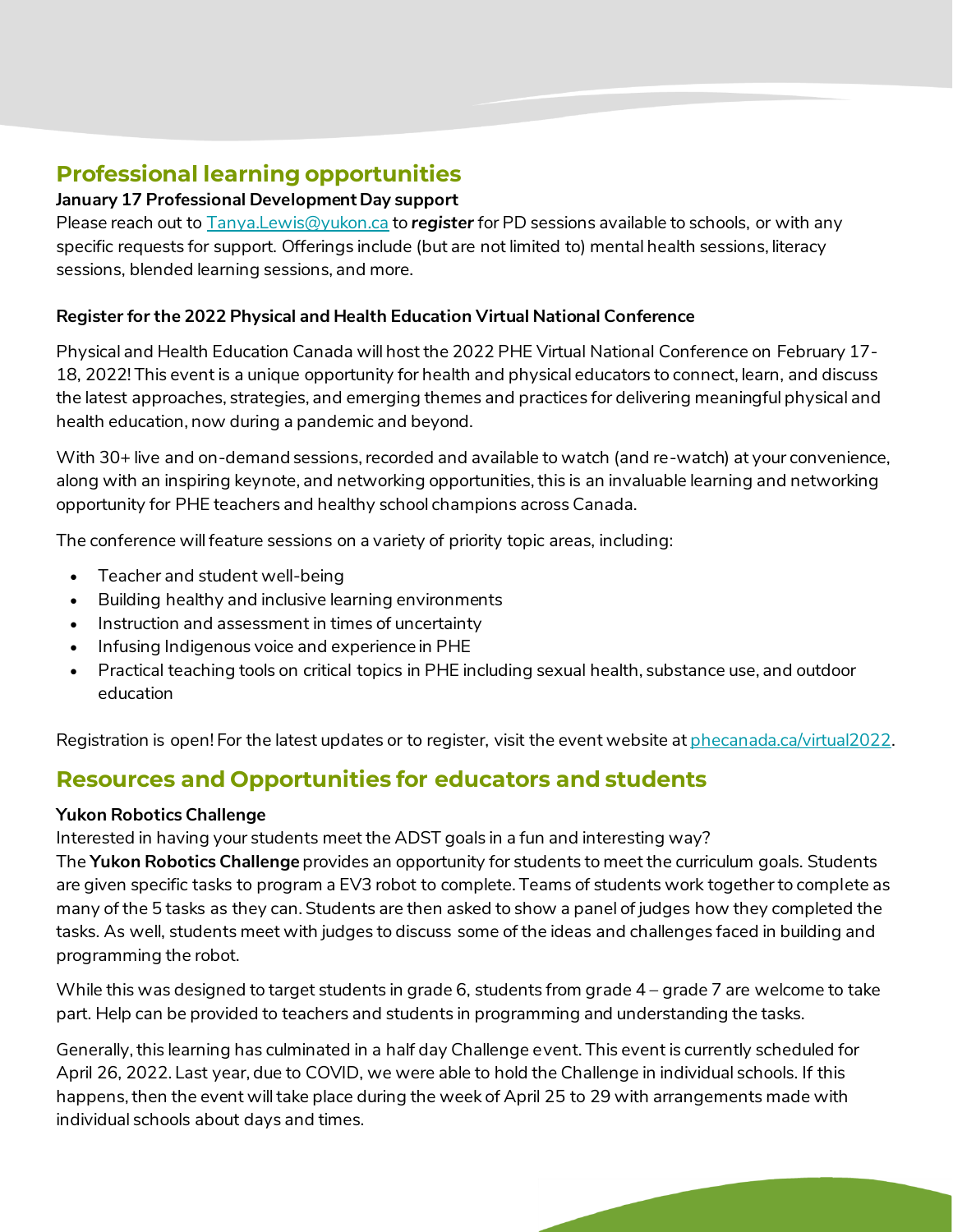## Professional learning opportunities

**January 17 Professional Development Day support**

Please reach out to [Tanya.Lewis@yukon.ca](mailto:Tanya.Lewis@yukon.ca) to ***register*** for PD sessions available to schools, or with any specific requests for support. Offerings include (but are not limited to) mental health sessions, literacy sessions, blended learning sessions, and more.

**Register for the 2022 Physical and Health Education Virtual National Conference**

Physical and Health Education Canada will host the 2022 PHE Virtual National Conference on February 17-18, 2022! This event is a unique opportunity for health and physical educators to connect, learn, and discuss the latest approaches, strategies, and emerging themes and practices for delivering meaningful physical and health education, now during a pandemic and beyond.

With 30+ live and on-demand sessions, recorded and available to watch (and re-watch) at your convenience, along with an inspiring keynote, and networking opportunities, this is an invaluable learning and networking opportunity for PHE teachers and healthy school champions across Canada.

The conference will feature sessions on a variety of priority topic areas, including:

- Teacher and student well-being
- Building healthy and inclusive learning environments
- Instruction and assessment in times of uncertainty
- Infusing Indigenous voice and experience in PHE
- Practical teaching tools on critical topics in PHE including sexual health, substance use, and outdoor education

Registration is open! For the latest updates or to register, visit the event website at [phecanada.ca/virtual2022](https://phecanada.ca/virtual2022).

## Resources and Opportunities for educators and students

**Yukon Robotics Challenge**

Interested in having your students meet the ADST goals in a fun and interesting way?

The **Yukon Robotics Challenge** provides an opportunity for students to meet the curriculum goals. Students are given specific tasks to program a EV3 robot to complete. Teams of students work together to complete as many of the 5 tasks as they can. Students are then asked to show a panel of judges how they completed the tasks. As well, students meet with judges to discuss some of the ideas and challenges faced in building and programming the robot.

While this was designed to target students in grade 6, students from grade 4 – grade 7 are welcome to take part. Help can be provided to teachers and students in programming and understanding the tasks.

Generally, this learning has culminated in a half day Challenge event. This event is currently scheduled for April 26, 2022. Last year, due to COVID, we were able to hold the Challenge in individual schools. If this happens, then the event will take place during the week of April 25 to 29 with arrangements made with individual schools about days and times.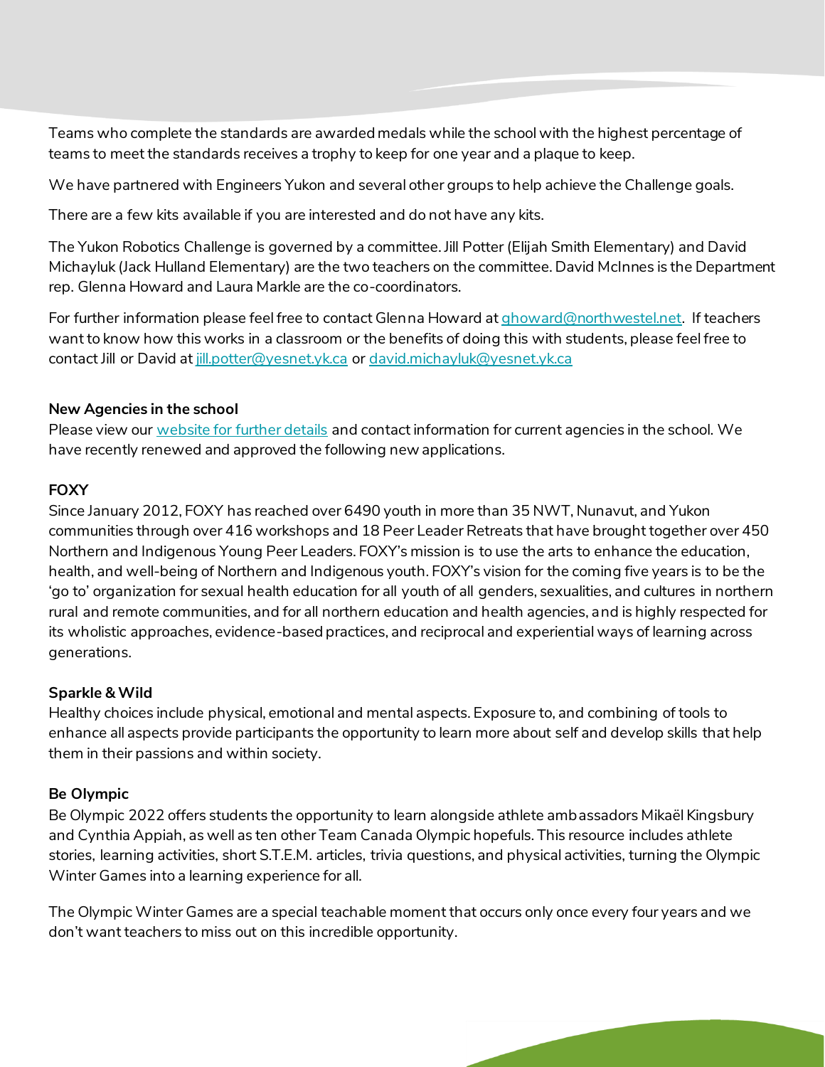Teams who complete the standards are awarded medals while the school with the highest percentage of teams to meet the standards receives a trophy to keep for one year and a plaque to keep.

We have partnered with Engineers Yukon and several other groups to help achieve the Challenge goals.

There are a few kits available if you are interested and do not have any kits.

The Yukon Robotics Challenge is governed by a committee. Jill Potter (Elijah Smith Elementary) and David Michayluk (Jack Hulland Elementary) are the two teachers on the committee. David McInnes is the Department rep. Glenna Howard and Laura Markle are the co-coordinators.

For further information please feel free to contact Glenna Howard at [ghoward@northwestel.net](mailto:ghoward@northwestel.net). If teachers want to know how this works in a classroom or the benefits of doing this with students, please feel free to contact Jill or David at [jill.potter@yesnet.yk.ca](mailto:jill.potter@yesnet.yk.ca) or [david.michayluk@yesnet.yk.ca](mailto:david.michayluk@yesnet.yk.ca)

**New Agencies in the school**

Please view our website for further details and contact information for current agencies in the school. We have recently renewed and approved the following new applications.

**FOXY**

Since January 2012, FOXY has reached over 6490 youth in more than 35 NWT, Nunavut, and Yukon communities through over 416 workshops and 18 Peer Leader Retreats that have brought together over 450 Northern and Indigenous Young Peer Leaders. FOXY's mission is to use the arts to enhance the education, health, and well-being of Northern and Indigenous youth. FOXY's vision for the coming five years is to be the 'go to' organization for sexual health education for all youth of all genders, sexualities, and cultures in northern rural and remote communities, and for all northern education and health agencies, and is highly respected for its wholistic approaches, evidence-based practices, and reciprocal and experiential ways of learning across generations.

**Sparkle & Wild**

Healthy choices include physical, emotional and mental aspects. Exposure to, and combining of tools to enhance all aspects provide participants the opportunity to learn more about self and develop skills that help them in their passions and within society.

**Be Olympic**

Be Olympic 2022 offers students the opportunity to learn alongside athlete ambassadors Mikaël Kingsbury and Cynthia Appiah, as well as ten other Team Canada Olympic hopefuls. This resource includes athlete stories, learning activities, short S.T.E.M. articles, trivia questions, and physical activities, turning the Olympic Winter Games into a learning experience for all.

The Olympic Winter Games are a special teachable moment that occurs only once every four years and we don't want teachers to miss out on this incredible opportunity.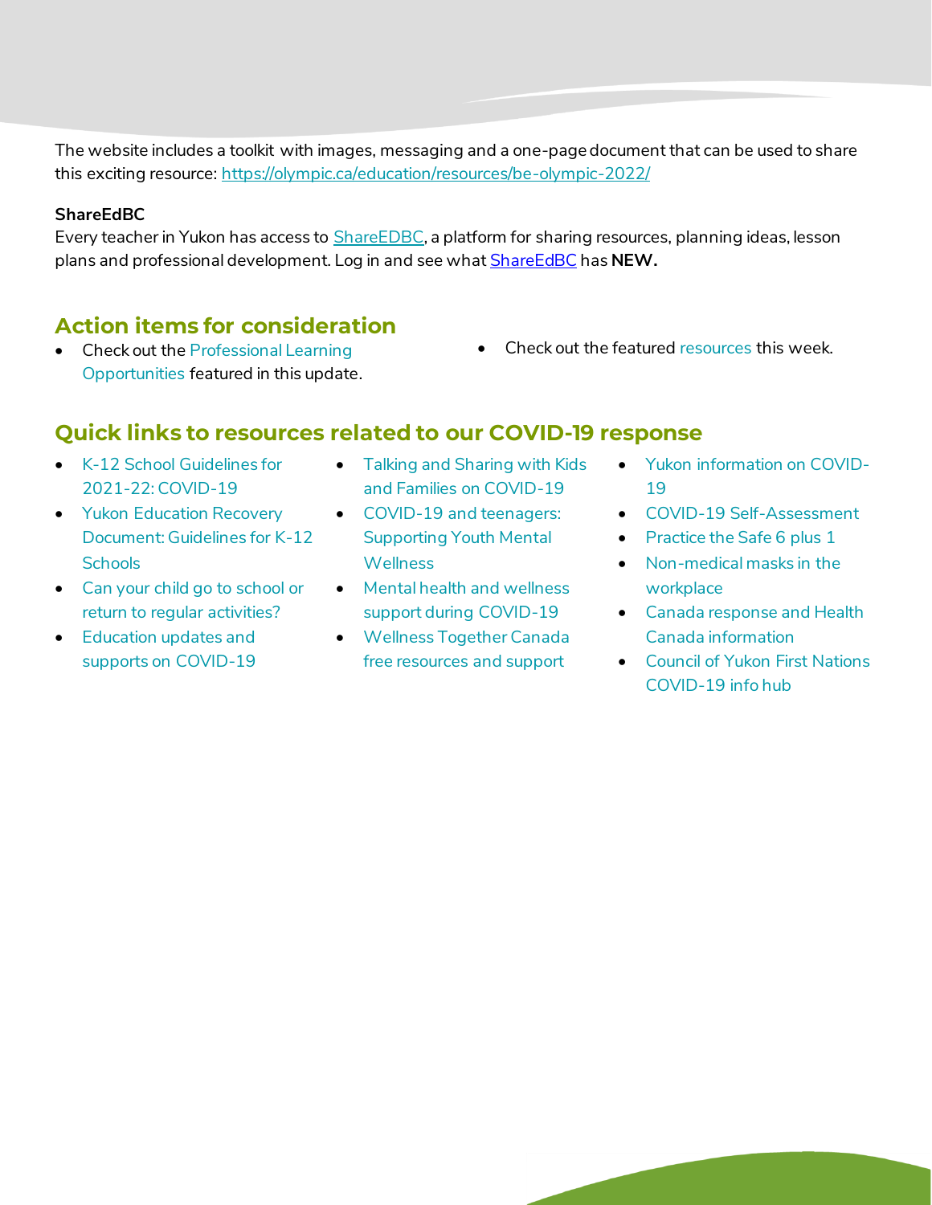The website includes a toolkit with images, messaging and a one-page document that can be used to share this exciting resource: https://olympic.ca/education/resources/be-olympic-2022/

**ShareEdBC**

Every teacher in Yukon has access to ShareEDBC, a platform for sharing resources, planning ideas, lesson plans and professional development. Log in and see what ShareEdBC has **NEW.**

## Action items for consideration

- Check out the Professional Learning Opportunities featured in this update.
- Check out the featured resources this week.

## Quick links to resources related to our COVID-19 response

- K-12 School Guidelines for 2021-22: COVID-19
- Yukon Education Recovery Document: Guidelines for K-12 Schools
- Can your child go to school or return to regular activities?
- Education updates and supports on COVID-19
- Talking and Sharing with Kids and Families on COVID-19
- COVID-19 and teenagers: Supporting Youth Mental Wellness
- Mental health and wellness support during COVID-19
- Wellness Together Canada free resources and support
- Yukon information on COVID-19
- COVID-19 Self-Assessment
- Practice the Safe 6 plus 1
- Non-medical masks in the workplace
- Canada response and Health Canada information
- Council of Yukon First Nations COVID-19 info hub